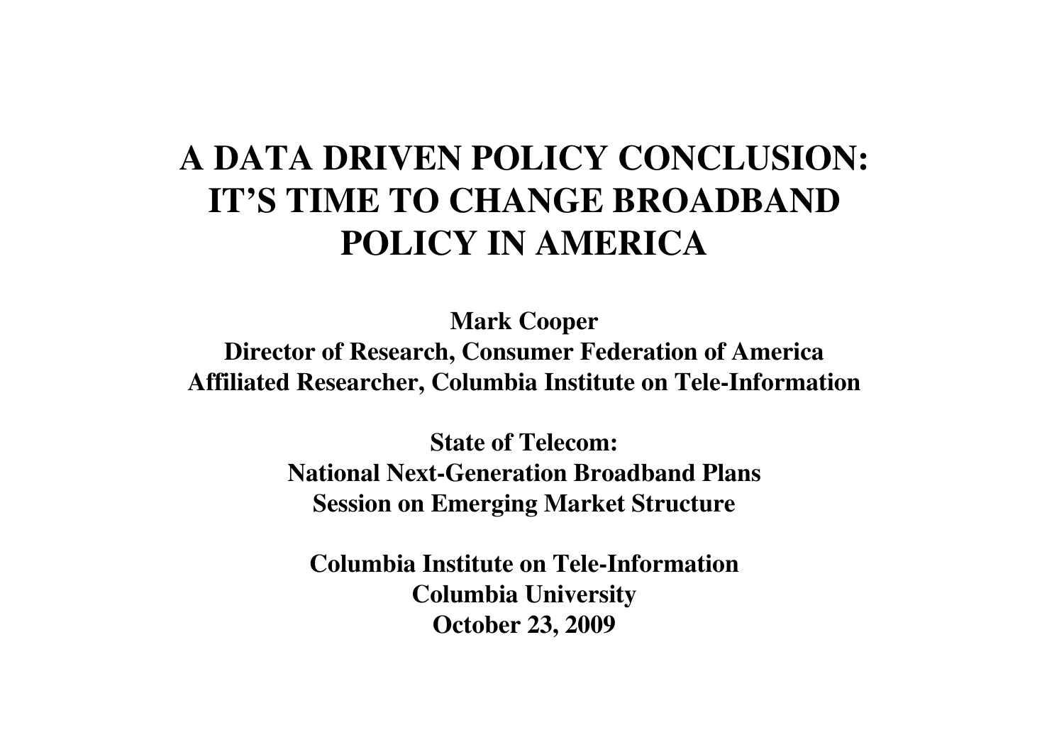# A DATA DRIVEN POLICY CONCLUSION: IT'S TIME TO CHANGE BROADBAND POLICY IN AMERICA

**Mark Cooper**
**Director of Research, Consumer Federation of America**
**Affiliated Researcher, Columbia Institute on Tele-Information**

**State of Telecom:**
**National Next-Generation Broadband Plans**
**Session on Emerging Market Structure**

**Columbia Institute on Tele-Information**
**Columbia University**
**October 23, 2009**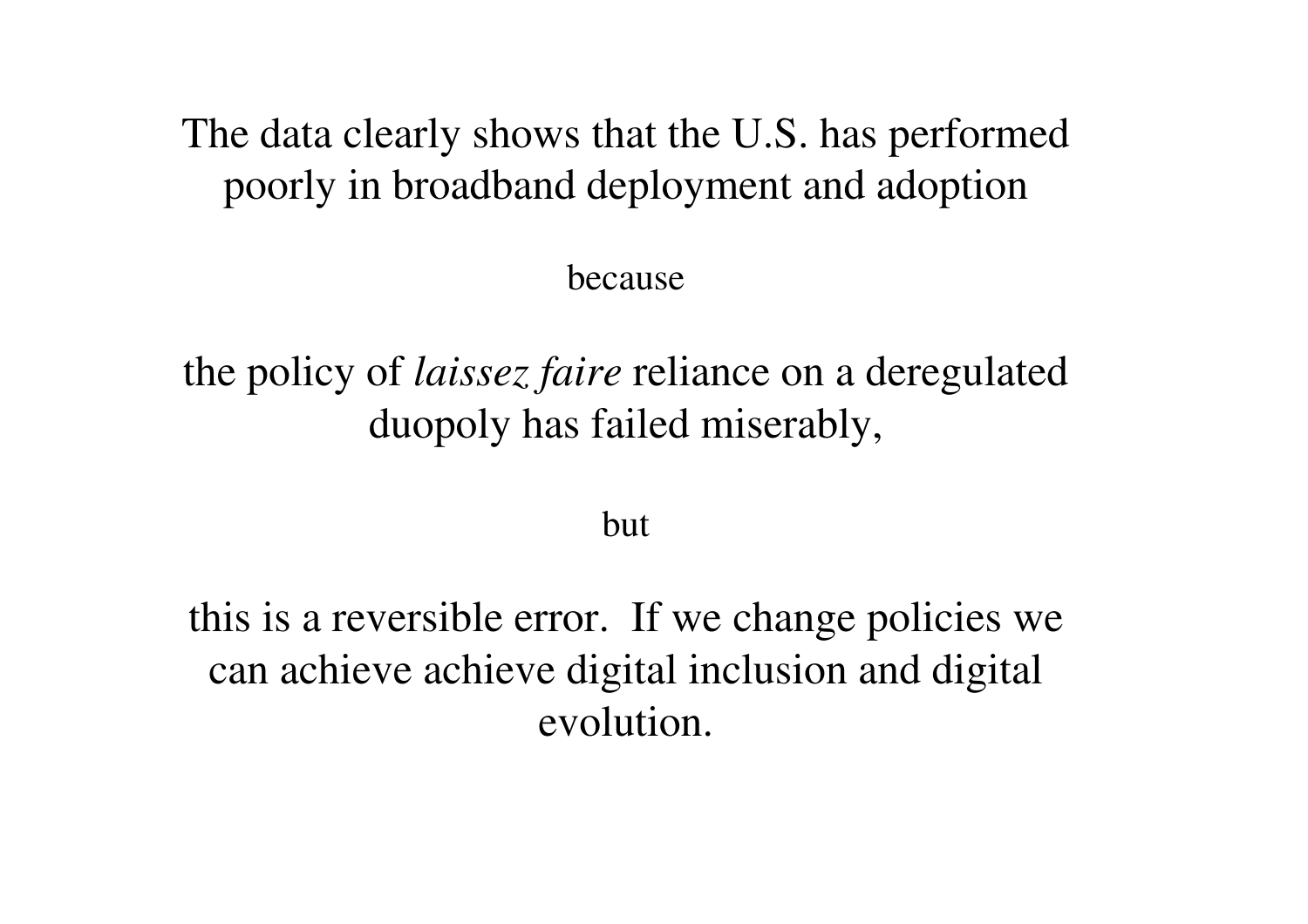The data clearly shows that the U.S. has performed poorly in broadband deployment and adoption

because

the policy of *laissez faire* reliance on a deregulated duopoly has failed miserably,

but

this is a reversible error.  If we change policies we can achieve achieve digital inclusion and digital evolution.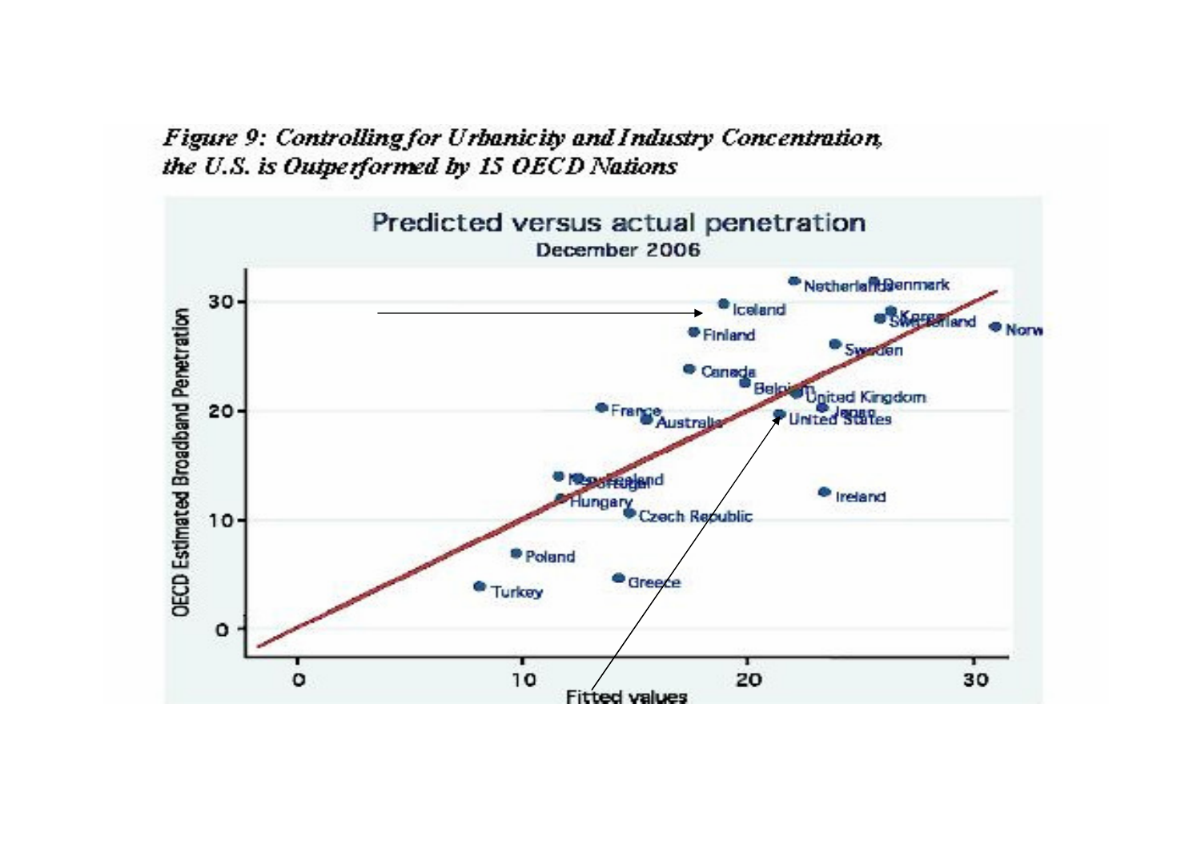*Figure 9: Controlling for Urbanicity and Industry Concentration, the U.S. is Outperformed by 15 OECD Nations*

Predicted versus actual penetration

December 2006

OECD Estimated Broadband Penetration

Fitted values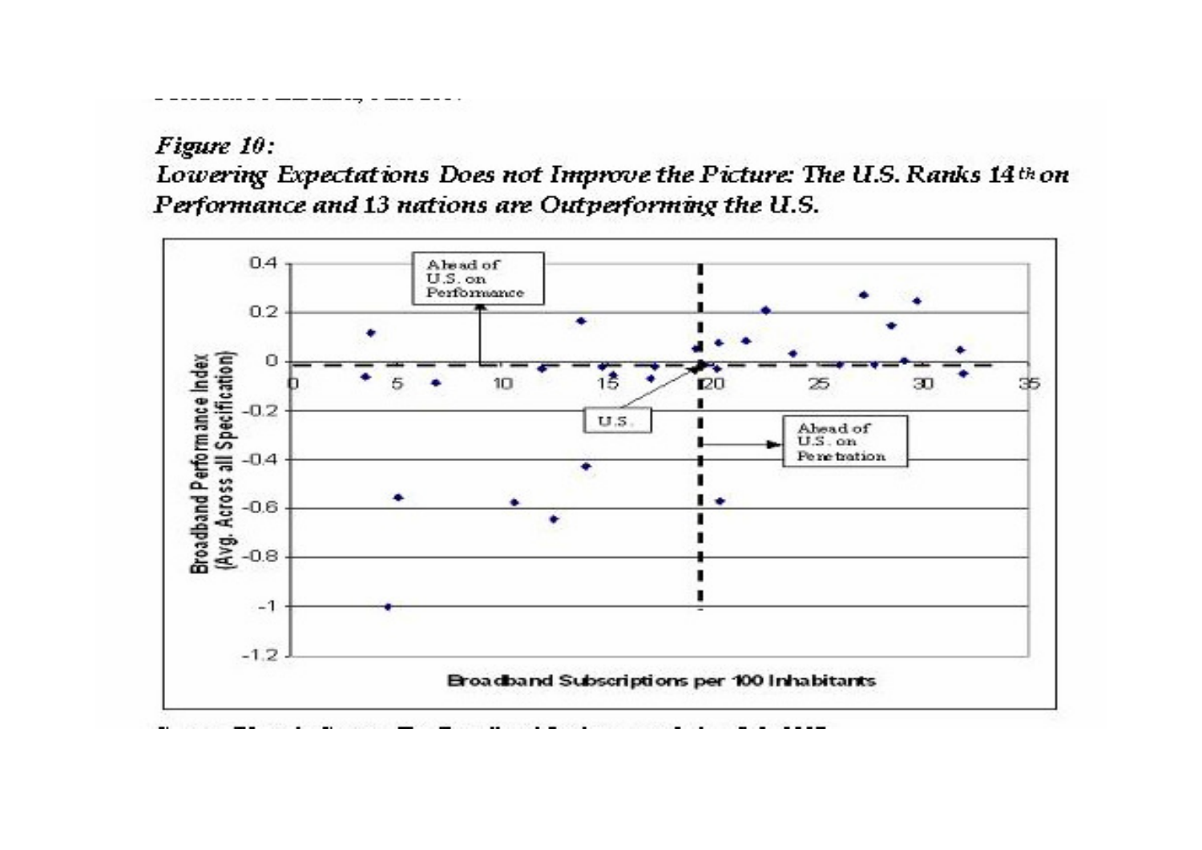***Figure 10:***
***Lowering Expectations Does not Improve the Picture: The U.S. Ranks 14th on Performance and 13 nations are Outperforming the U.S.***

Ahead of U.S. on Performance

U.S.

Ahead of U.S. on Penetration

Broadband Performance Index (Avg. Across all Specification)

Broadband Subscriptions per 100 Inhabitants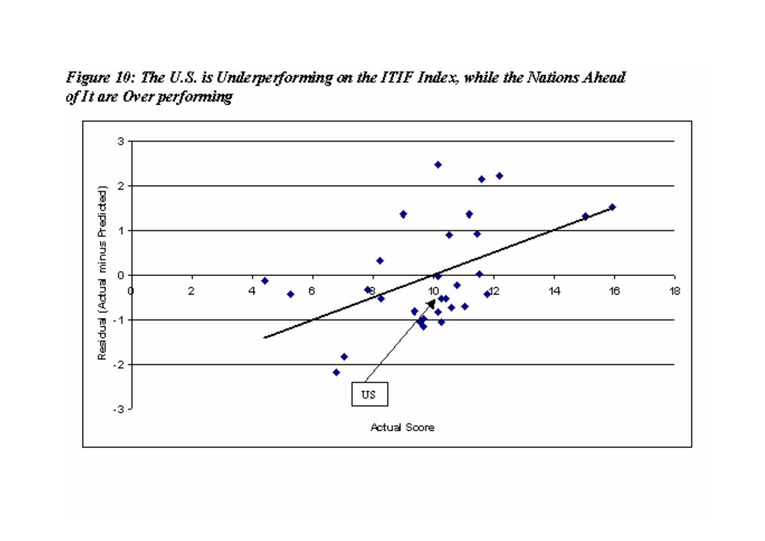*Figure 10: The U.S. is Underperforming on the ITIF Index, while the Nations Ahead of It are Over performing*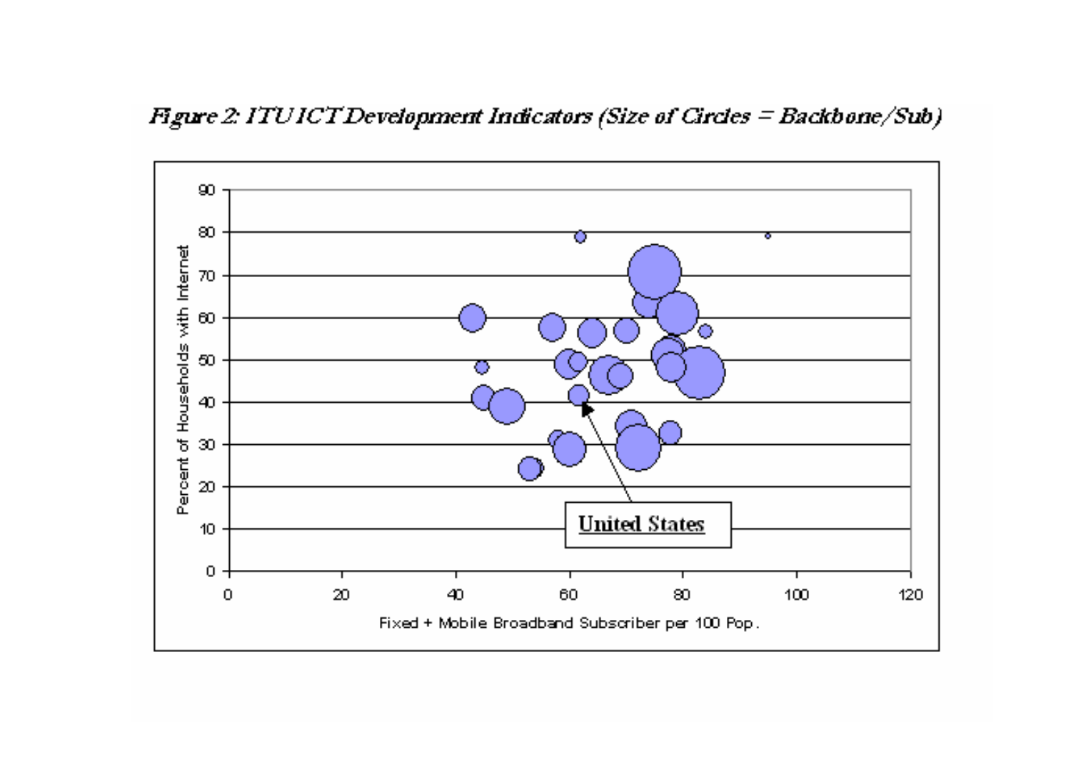*Figure 2: ITU ICT Development Indicators (Size of Circles = Backbone/Sub)*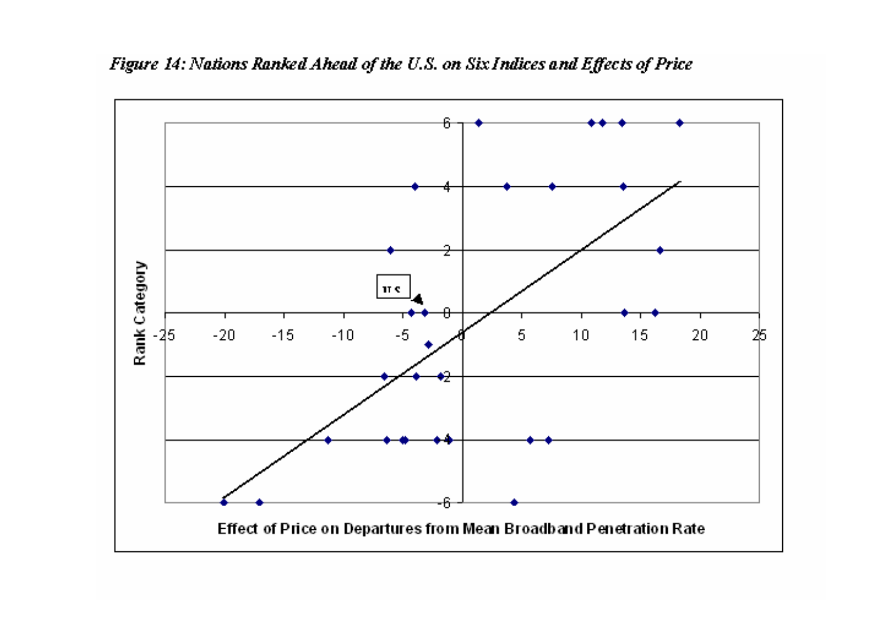*Figure 14: Nations Ranked Ahead of the U.S. on Six Indices and Effects of Price*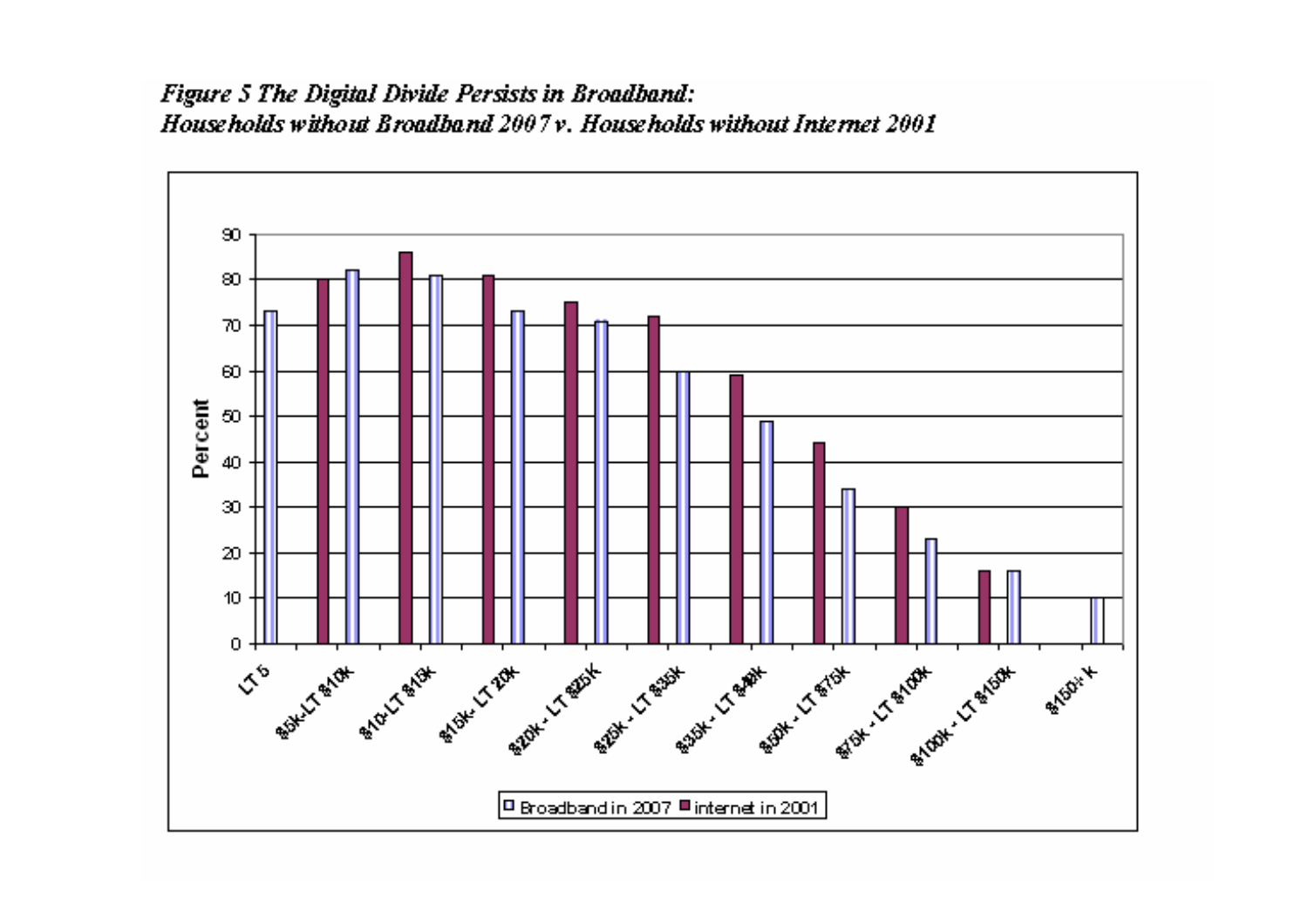***Figure 5 The Digital Divide Persists in Broadband: Households without Broadband 2007 v. Households without Internet 2001***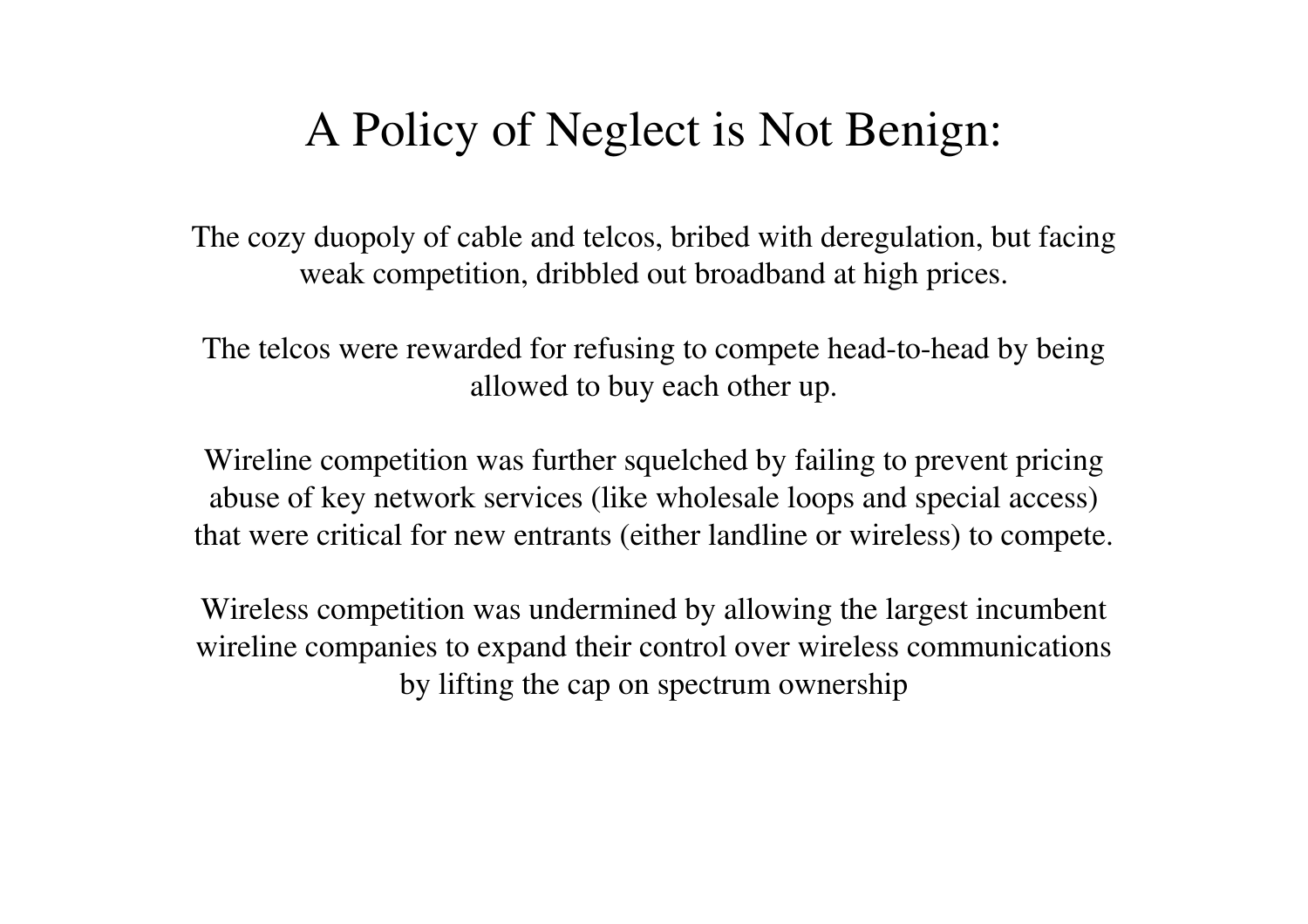# A Policy of Neglect is Not Benign:

The cozy duopoly of cable and telcos, bribed with deregulation, but facing weak competition, dribbled out broadband at high prices.

The telcos were rewarded for refusing to compete head-to-head by being allowed to buy each other up.

Wireline competition was further squelched by failing to prevent pricing abuse of key network services (like wholesale loops and special access) that were critical for new entrants (either landline or wireless) to compete.

Wireless competition was undermined by allowing the largest incumbent wireline companies to expand their control over wireless communications by lifting the cap on spectrum ownership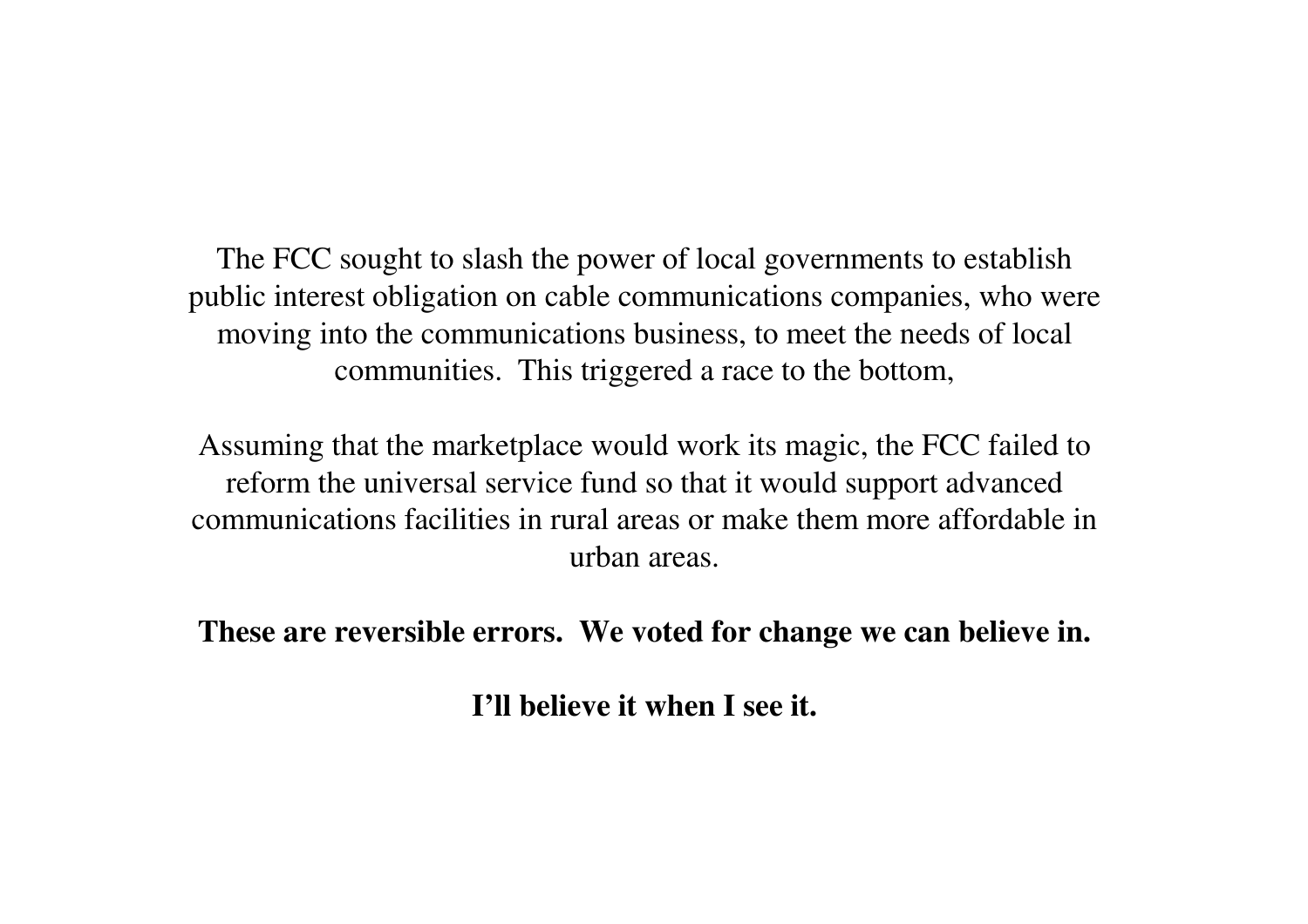The FCC sought to slash the power of local governments to establish public interest obligation on cable communications companies, who were moving into the communications business, to meet the needs of local communities. This triggered a race to the bottom,

Assuming that the marketplace would work its magic, the FCC failed to reform the universal service fund so that it would support advanced communications facilities in rural areas or make them more affordable in urban areas.

**These are reversible errors. We voted for change we can believe in.**

**I'll believe it when I see it.**